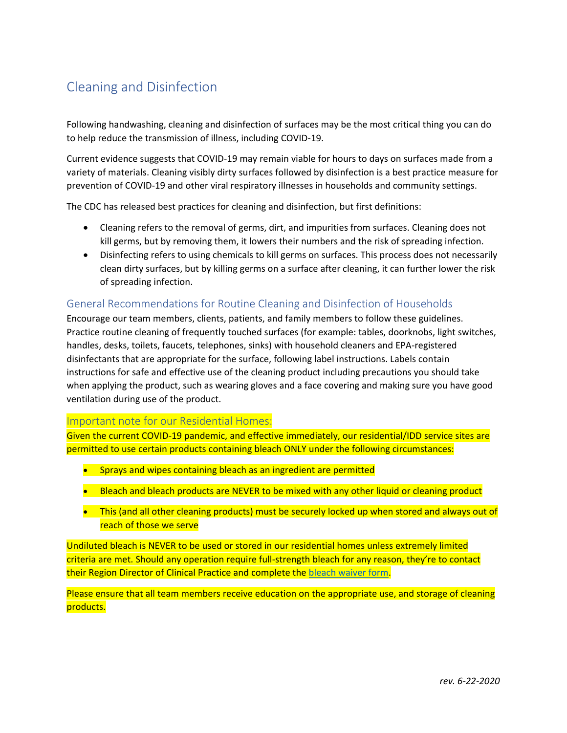# Cleaning and Disinfection

Following handwashing, cleaning and disinfection of surfaces may be the most critical thing you can do to help reduce the transmission of illness, including COVID-19.

Current evidence suggests that COVID-19 may remain viable for hours to days on surfaces made from a variety of materials. Cleaning visibly dirty surfaces followed by disinfection is a best practice measure for prevention of COVID-19 and other viral respiratory illnesses in households and community settings.

The CDC has released best practices for cleaning and disinfection, but first definitions:

- Cleaning refers to the removal of germs, dirt, and impurities from surfaces. Cleaning does not kill germs, but by removing them, it lowers their numbers and the risk of spreading infection.
- Disinfecting refers to using chemicals to kill germs on surfaces. This process does not necessarily clean dirty surfaces, but by killing germs on a surface after cleaning, it can further lower the risk of spreading infection.

## General Recommendations for Routine Cleaning and Disinfection of Households

Encourage our team members, clients, patients, and family members to follow these guidelines. Practice routine cleaning of frequently touched surfaces (for example: tables, doorknobs, light switches, handles, desks, toilets, faucets, telephones, sinks) with household cleaners and EPA-registered disinfectants that are appropriate for the surface, following label instructions. Labels contain instructions for safe and effective use of the cleaning product including precautions you should take when applying the product, such as wearing gloves and a face covering and making sure you have good ventilation during use of the product.

## Important note for our Residential Homes:

Given the current COVID-19 pandemic, and effective immediately, our residential/IDD service sites are permitted to use certain products containing bleach ONLY under the following circumstances:

- Sprays and wipes containing bleach as an ingredient are permitted
- Bleach and bleach products are NEVER to be mixed with any other liquid or cleaning product
- This (and all other cleaning products) must be securely locked up when stored and always out of reach of those we serve

Undiluted bleach is NEVER to be used or stored in our residential homes unless extremely limited criteria are met. Should any operation require full-strength bleach for any reason, they're to contact their Region Director of Clinical Practice and complete the bleach waiver form.

Please ensure that all team members receive education on the appropriate use, and storage of cleaning products.

*rev. 6-22-2020*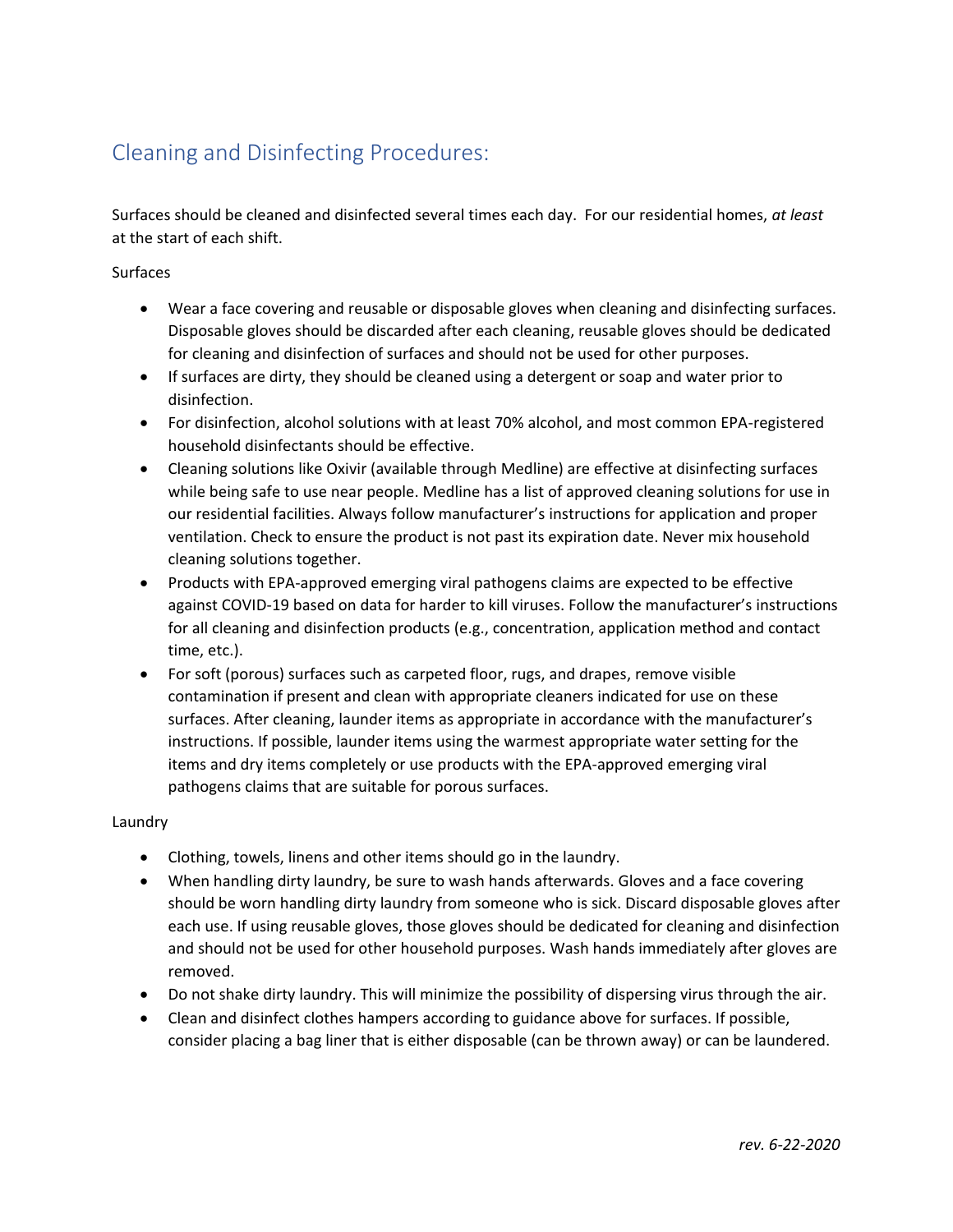## Cleaning and Disinfecting Procedures:

Surfaces should be cleaned and disinfected several times each day. For our residential homes, *at least* at the start of each shift.

Surfaces

- Wear a face covering and reusable or disposable gloves when cleaning and disinfecting surfaces. Disposable gloves should be discarded after each cleaning, reusable gloves should be dedicated for cleaning and disinfection of surfaces and should not be used for other purposes.
- If surfaces are dirty, they should be cleaned using a detergent or soap and water prior to disinfection.
- For disinfection, alcohol solutions with at least 70% alcohol, and most common EPA-registered household disinfectants should be effective.
- Cleaning solutions like Oxivir (available through Medline) are effective at disinfecting surfaces while being safe to use near people. Medline has a list of approved cleaning solutions for use in our residential facilities. Always follow manufacturer's instructions for application and proper ventilation. Check to ensure the product is not past its expiration date. Never mix household cleaning solutions together.
- Products with EPA-approved emerging viral pathogens claims are expected to be effective against COVID-19 based on data for harder to kill viruses. Follow the manufacturer's instructions for all cleaning and disinfection products (e.g., concentration, application method and contact time, etc.).
- For soft (porous) surfaces such as carpeted floor, rugs, and drapes, remove visible contamination if present and clean with appropriate cleaners indicated for use on these surfaces. After cleaning, launder items as appropriate in accordance with the manufacturer's instructions. If possible, launder items using the warmest appropriate water setting for the items and dry items completely or use products with the EPA-approved emerging viral pathogens claims that are suitable for porous surfaces.

Laundry

- Clothing, towels, linens and other items should go in the laundry.
- When handling dirty laundry, be sure to wash hands afterwards. Gloves and a face covering should be worn handling dirty laundry from someone who is sick. Discard disposable gloves after each use. If using reusable gloves, those gloves should be dedicated for cleaning and disinfection and should not be used for other household purposes. Wash hands immediately after gloves are removed.
- Do not shake dirty laundry. This will minimize the possibility of dispersing virus through the air.
- Clean and disinfect clothes hampers according to guidance above for surfaces. If possible, consider placing a bag liner that is either disposable (can be thrown away) or can be laundered.

*rev. 6-22-2020*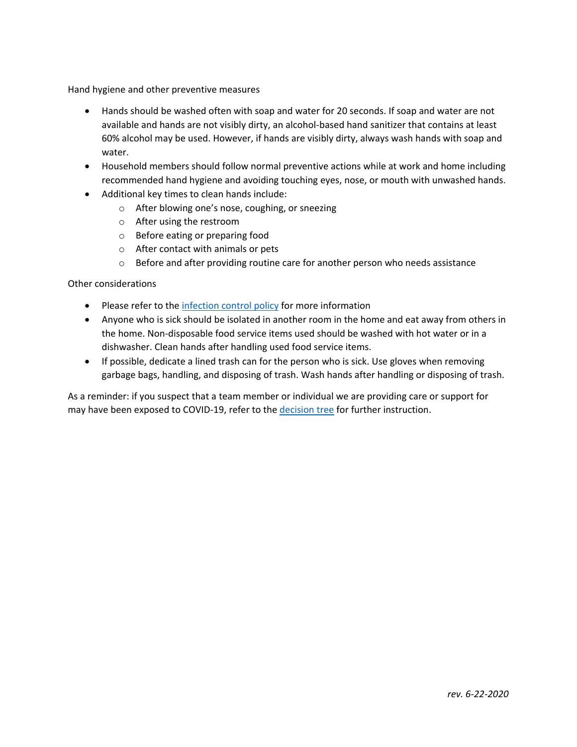Hand hygiene and other preventive measures

- Hands should be washed often with soap and water for 20 seconds. If soap and water are not available and hands are not visibly dirty, an alcohol-based hand sanitizer that contains at least 60% alcohol may be used. However, if hands are visibly dirty, always wash hands with soap and water.
- Household members should follow normal preventive actions while at work and home including recommended hand hygiene and avoiding touching eyes, nose, or mouth with unwashed hands.
- Additional key times to clean hands include:
  - After blowing one's nose, coughing, or sneezing
  - After using the restroom
  - Before eating or preparing food
  - After contact with animals or pets
  - Before and after providing routine care for another person who needs assistance

Other considerations

- Please refer to the infection control policy for more information
- Anyone who is sick should be isolated in another room in the home and eat away from others in the home. Non-disposable food service items used should be washed with hot water or in a dishwasher. Clean hands after handling used food service items.
- If possible, dedicate a lined trash can for the person who is sick. Use gloves when removing garbage bags, handling, and disposing of trash. Wash hands after handling or disposing of trash.

As a reminder: if you suspect that a team member or individual we are providing care or support for may have been exposed to COVID-19, refer to the decision tree for further instruction.

*rev. 6-22-2020*